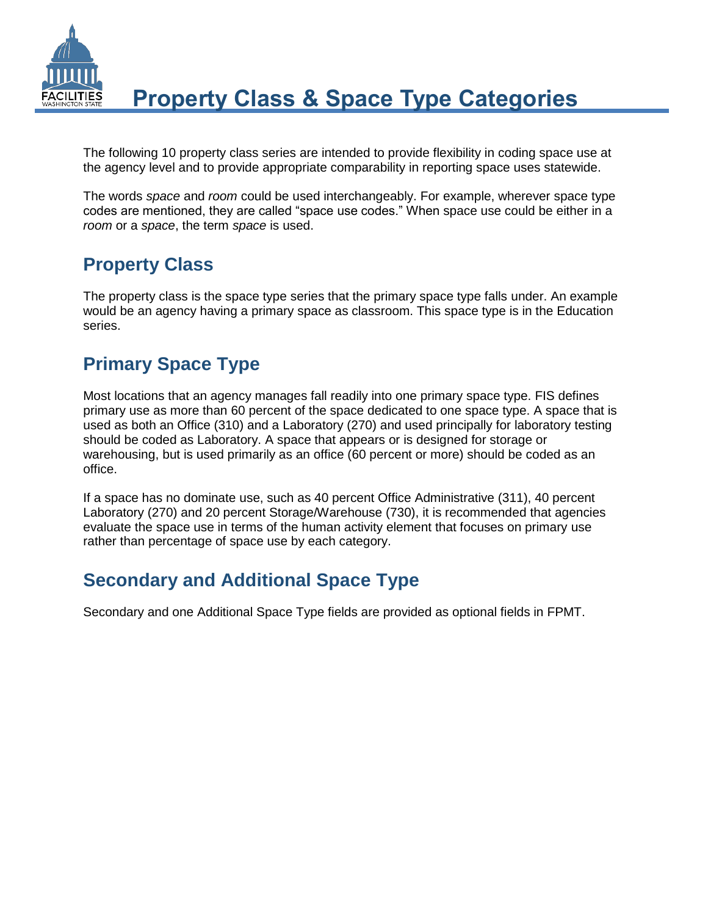# Property Class & Space Type Categories

The following 10 property class series are intended to provide flexibility in coding space use at the agency level and to provide appropriate comparability in reporting space uses statewide.

The words *space* and *room* could be used interchangeably. For example, wherever space type codes are mentioned, they are called "space use codes." When space use could be either in a *room* or a *space*, the term *space* is used.

## Property Class

The property class is the space type series that the primary space type falls under. An example would be an agency having a primary space as classroom. This space type is in the Education series.

## Primary Space Type

Most locations that an agency manages fall readily into one primary space type. FIS defines primary use as more than 60 percent of the space dedicated to one space type. A space that is used as both an Office (310) and a Laboratory (270) and used principally for laboratory testing should be coded as Laboratory. A space that appears or is designed for storage or warehousing, but is used primarily as an office (60 percent or more) should be coded as an office.

If a space has no dominate use, such as 40 percent Office Administrative (311), 40 percent Laboratory (270) and 20 percent Storage/Warehouse (730), it is recommended that agencies evaluate the space use in terms of the human activity element that focuses on primary use rather than percentage of space use by each category.

## Secondary and Additional Space Type

Secondary and one Additional Space Type fields are provided as optional fields in FPMT.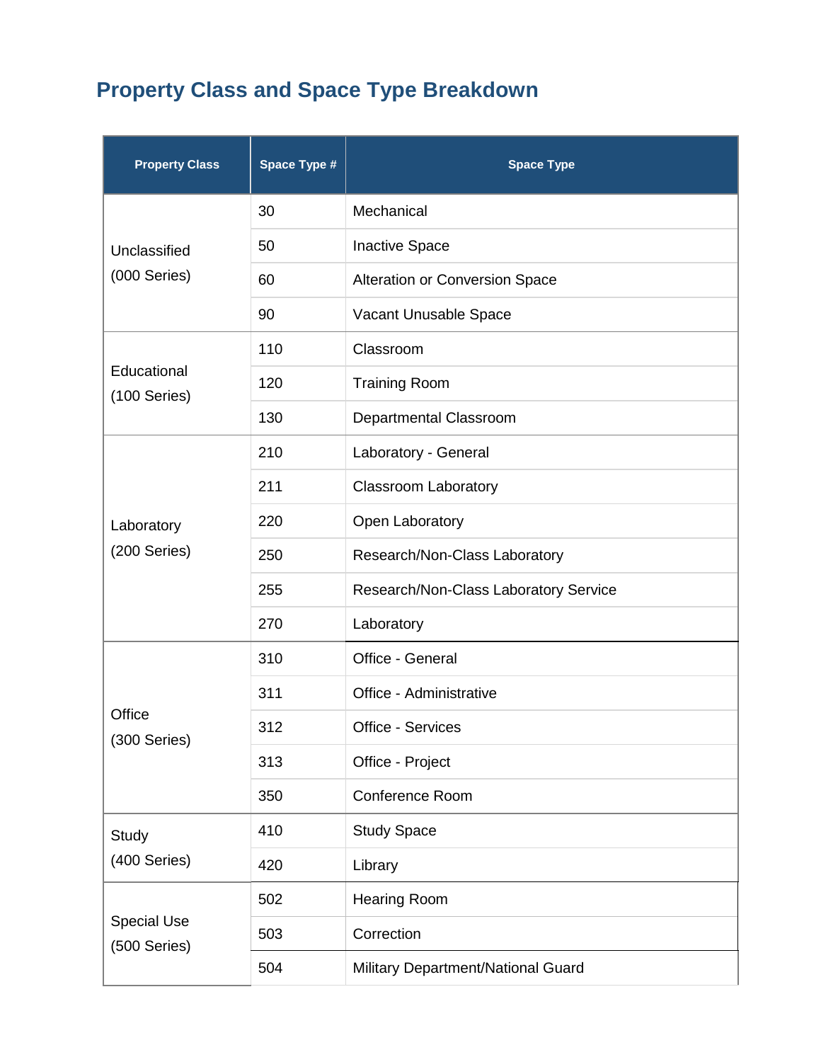## Property Class and Space Type Breakdown

| Property Class | Space Type # | Space Type |
|---|---|---|
| Unclassified (000 Series) | 30 | Mechanical |
| | 50 | Inactive Space |
| | 60 | Alteration or Conversion Space |
| | 90 | Vacant Unusable Space |
| Educational (100 Series) | 110 | Classroom |
| | 120 | Training Room |
| | 130 | Departmental Classroom |
| Laboratory (200 Series) | 210 | Laboratory - General |
| | 211 | Classroom Laboratory |
| | 220 | Open Laboratory |
| | 250 | Research/Non-Class Laboratory |
| | 255 | Research/Non-Class Laboratory Service |
| | 270 | Laboratory |
| Office (300 Series) | 310 | Office - General |
| | 311 | Office - Administrative |
| | 312 | Office - Services |
| | 313 | Office - Project |
| | 350 | Conference Room |
| Study (400 Series) | 410 | Study Space |
| | 420 | Library |
| Special Use (500 Series) | 502 | Hearing Room |
| | 503 | Correction |
| | 504 | Military Department/National Guard |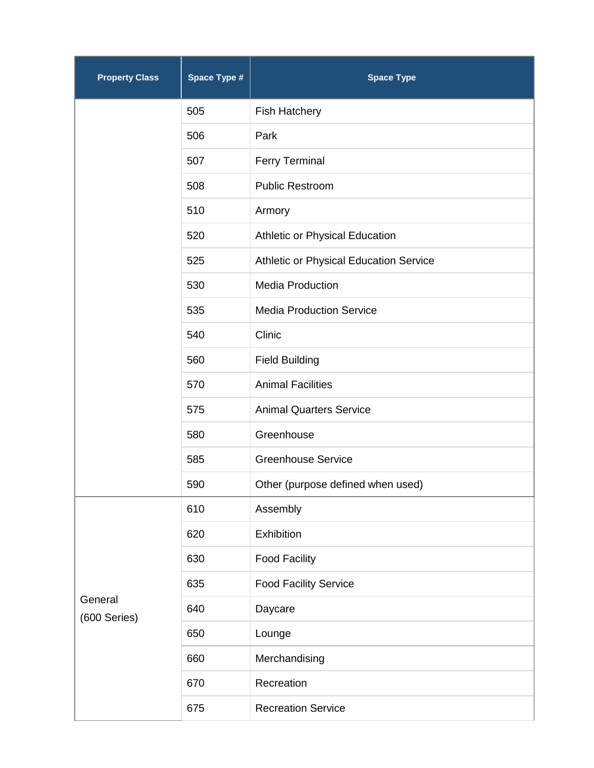| Property Class | Space Type # | Space Type |
|---|---|---|
| | 505 | Fish Hatchery |
| | 506 | Park |
| | 507 | Ferry Terminal |
| | 508 | Public Restroom |
| | 510 | Armory |
| | 520 | Athletic or Physical Education |
| | 525 | Athletic or Physical Education Service |
| | 530 | Media Production |
| | 535 | Media Production Service |
| | 540 | Clinic |
| | 560 | Field Building |
| | 570 | Animal Facilities |
| | 575 | Animal Quarters Service |
| | 580 | Greenhouse |
| | 585 | Greenhouse Service |
| | 590 | Other (purpose defined when used) |
| General (600 Series) | 610 | Assembly |
| | 620 | Exhibition |
| | 630 | Food Facility |
| | 635 | Food Facility Service |
| | 640 | Daycare |
| | 650 | Lounge |
| | 660 | Merchandising |
| | 670 | Recreation |
| | 675 | Recreation Service |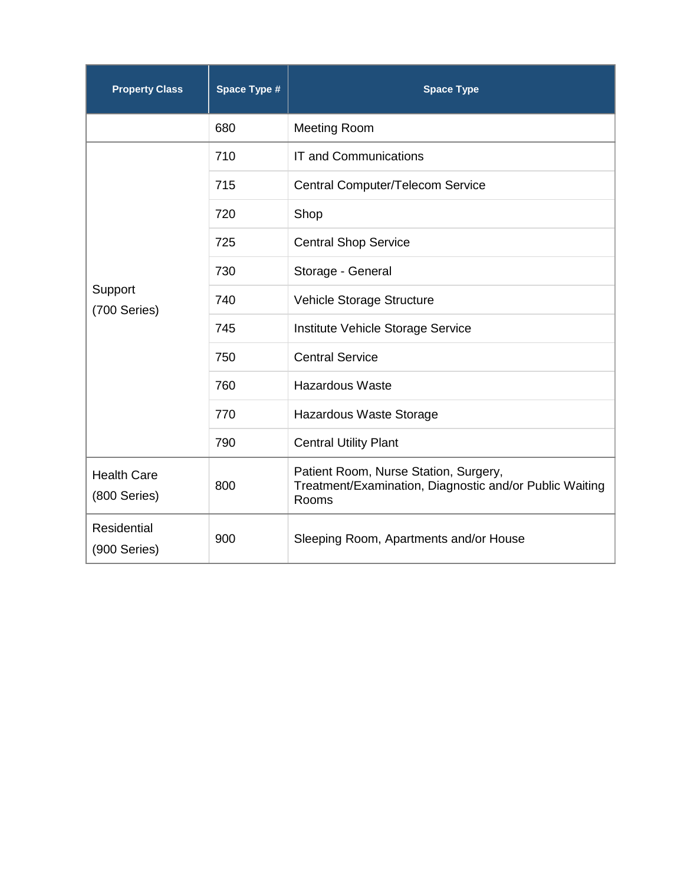| Property Class | Space Type # | Space Type |
|---|---|---|
| | 680 | Meeting Room |
| Support (700 Series) | 710 | IT and Communications |
| | 715 | Central Computer/Telecom Service |
| | 720 | Shop |
| | 725 | Central Shop Service |
| | 730 | Storage - General |
| | 740 | Vehicle Storage Structure |
| | 745 | Institute Vehicle Storage Service |
| | 750 | Central Service |
| | 760 | Hazardous Waste |
| | 770 | Hazardous Waste Storage |
| | 790 | Central Utility Plant |
| Health Care (800 Series) | 800 | Patient Room, Nurse Station, Surgery, Treatment/Examination, Diagnostic and/or Public Waiting Rooms |
| Residential (900 Series) | 900 | Sleeping Room, Apartments and/or House |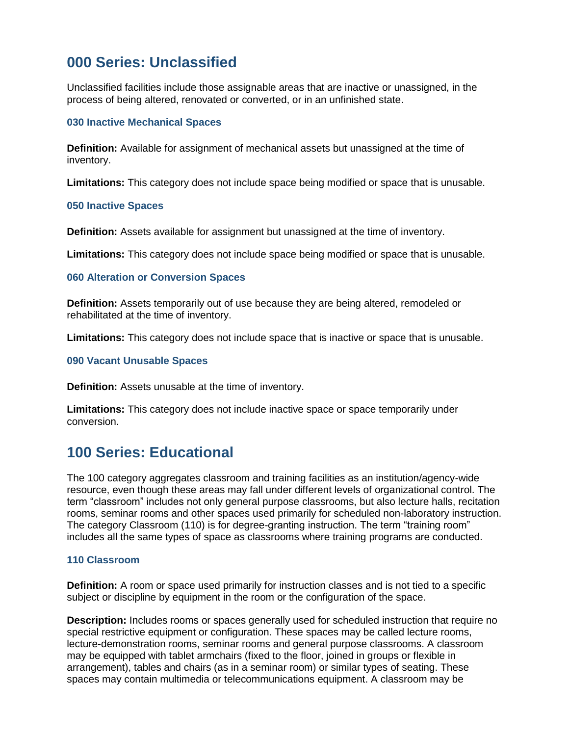## 000 Series: Unclassified

Unclassified facilities include those assignable areas that are inactive or unassigned, in the process of being altered, renovated or converted, or in an unfinished state.

### 030 Inactive Mechanical Spaces

**Definition:** Available for assignment of mechanical assets but unassigned at the time of inventory.

**Limitations:** This category does not include space being modified or space that is unusable.

### 050 Inactive Spaces

**Definition:** Assets available for assignment but unassigned at the time of inventory.

**Limitations:** This category does not include space being modified or space that is unusable.

### 060 Alteration or Conversion Spaces

**Definition:** Assets temporarily out of use because they are being altered, remodeled or rehabilitated at the time of inventory.

**Limitations:** This category does not include space that is inactive or space that is unusable.

### 090 Vacant Unusable Spaces

**Definition:** Assets unusable at the time of inventory.

**Limitations:** This category does not include inactive space or space temporarily under conversion.

## 100 Series: Educational

The 100 category aggregates classroom and training facilities as an institution/agency-wide resource, even though these areas may fall under different levels of organizational control. The term "classroom" includes not only general purpose classrooms, but also lecture halls, recitation rooms, seminar rooms and other spaces used primarily for scheduled non-laboratory instruction. The category Classroom (110) is for degree-granting instruction. The term "training room" includes all the same types of space as classrooms where training programs are conducted.

### 110 Classroom

**Definition:** A room or space used primarily for instruction classes and is not tied to a specific subject or discipline by equipment in the room or the configuration of the space.

**Description:** Includes rooms or spaces generally used for scheduled instruction that require no special restrictive equipment or configuration. These spaces may be called lecture rooms, lecture-demonstration rooms, seminar rooms and general purpose classrooms. A classroom may be equipped with tablet armchairs (fixed to the floor, joined in groups or flexible in arrangement), tables and chairs (as in a seminar room) or similar types of seating. These spaces may contain multimedia or telecommunications equipment. A classroom may be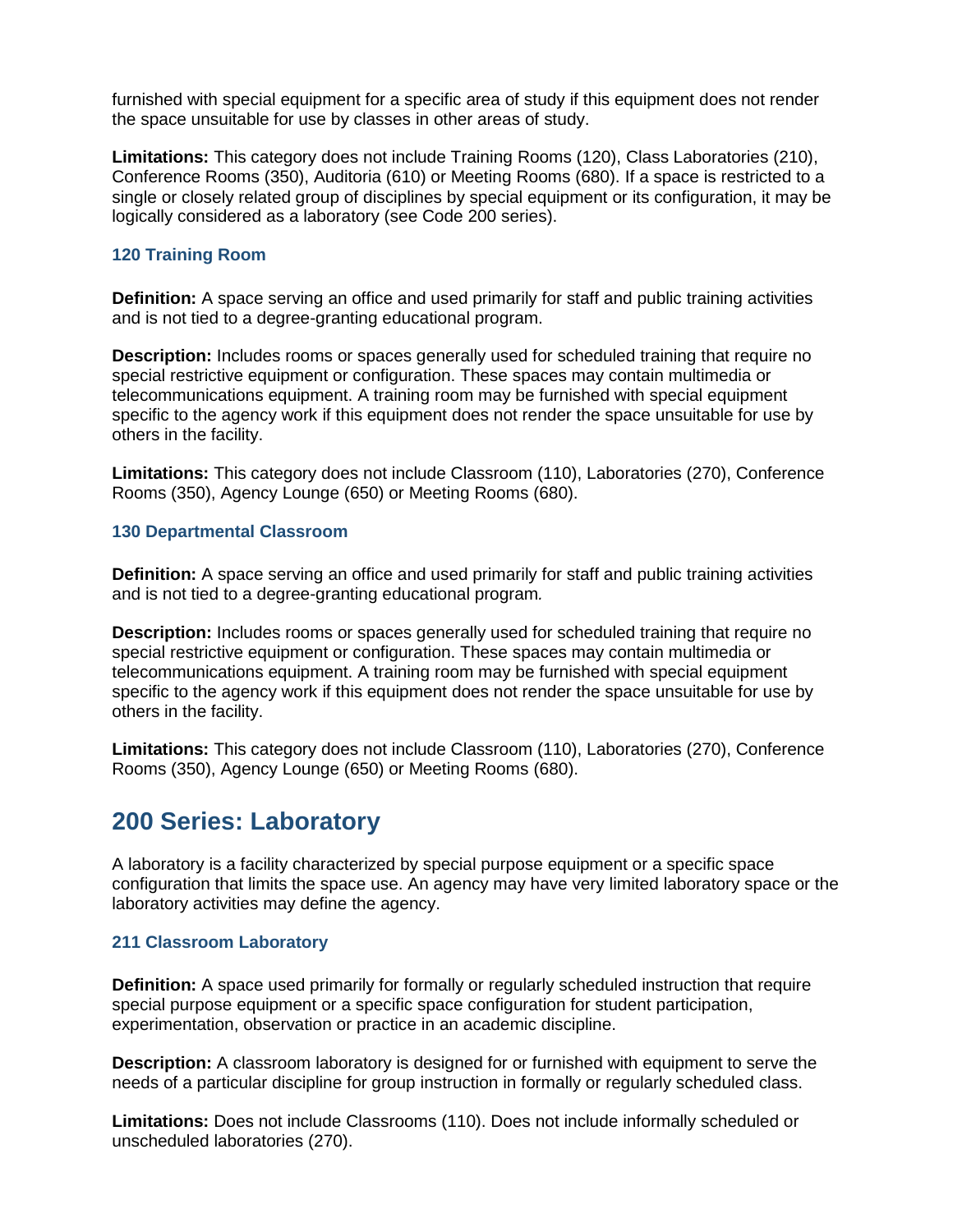furnished with special equipment for a specific area of study if this equipment does not render the space unsuitable for use by classes in other areas of study.

**Limitations:** This category does not include Training Rooms (120), Class Laboratories (210), Conference Rooms (350), Auditoria (610) or Meeting Rooms (680). If a space is restricted to a single or closely related group of disciplines by special equipment or its configuration, it may be logically considered as a laboratory (see Code 200 series).

### 120 Training Room

**Definition:** A space serving an office and used primarily for staff and public training activities and is not tied to a degree-granting educational program.

**Description:** Includes rooms or spaces generally used for scheduled training that require no special restrictive equipment or configuration. These spaces may contain multimedia or telecommunications equipment. A training room may be furnished with special equipment specific to the agency work if this equipment does not render the space unsuitable for use by others in the facility.

**Limitations:** This category does not include Classroom (110), Laboratories (270), Conference Rooms (350), Agency Lounge (650) or Meeting Rooms (680).

### 130 Departmental Classroom

**Definition:** A space serving an office and used primarily for staff and public training activities and is not tied to a degree-granting educational program.

**Description:** Includes rooms or spaces generally used for scheduled training that require no special restrictive equipment or configuration. These spaces may contain multimedia or telecommunications equipment. A training room may be furnished with special equipment specific to the agency work if this equipment does not render the space unsuitable for use by others in the facility.

**Limitations:** This category does not include Classroom (110), Laboratories (270), Conference Rooms (350), Agency Lounge (650) or Meeting Rooms (680).

## 200 Series: Laboratory

A laboratory is a facility characterized by special purpose equipment or a specific space configuration that limits the space use. An agency may have very limited laboratory space or the laboratory activities may define the agency.

### 211 Classroom Laboratory

**Definition:** A space used primarily for formally or regularly scheduled instruction that require special purpose equipment or a specific space configuration for student participation, experimentation, observation or practice in an academic discipline.

**Description:** A classroom laboratory is designed for or furnished with equipment to serve the needs of a particular discipline for group instruction in formally or regularly scheduled class.

**Limitations:** Does not include Classrooms (110). Does not include informally scheduled or unscheduled laboratories (270).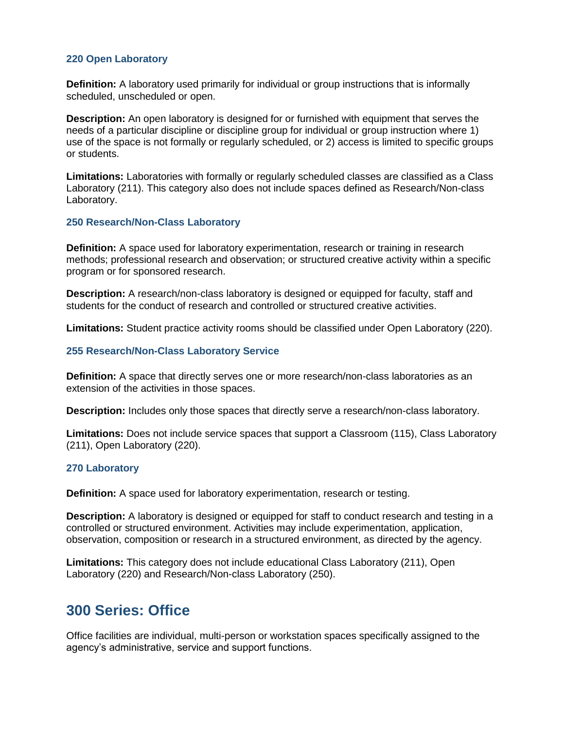### 220 Open Laboratory

**Definition:** A laboratory used primarily for individual or group instructions that is informally scheduled, unscheduled or open.

**Description:** An open laboratory is designed for or furnished with equipment that serves the needs of a particular discipline or discipline group for individual or group instruction where 1) use of the space is not formally or regularly scheduled, or 2) access is limited to specific groups or students.

**Limitations:** Laboratories with formally or regularly scheduled classes are classified as a Class Laboratory (211). This category also does not include spaces defined as Research/Non-class Laboratory.

### 250 Research/Non-Class Laboratory

**Definition:** A space used for laboratory experimentation, research or training in research methods; professional research and observation; or structured creative activity within a specific program or for sponsored research.

**Description:** A research/non-class laboratory is designed or equipped for faculty, staff and students for the conduct of research and controlled or structured creative activities.

**Limitations:** Student practice activity rooms should be classified under Open Laboratory (220).

### 255 Research/Non-Class Laboratory Service

**Definition:** A space that directly serves one or more research/non-class laboratories as an extension of the activities in those spaces.

**Description:** Includes only those spaces that directly serve a research/non-class laboratory.

**Limitations:** Does not include service spaces that support a Classroom (115), Class Laboratory (211), Open Laboratory (220).

### 270 Laboratory

**Definition:** A space used for laboratory experimentation, research or testing.

**Description:** A laboratory is designed or equipped for staff to conduct research and testing in a controlled or structured environment. Activities may include experimentation, application, observation, composition or research in a structured environment, as directed by the agency.

**Limitations:** This category does not include educational Class Laboratory (211), Open Laboratory (220) and Research/Non-class Laboratory (250).

## 300 Series: Office

Office facilities are individual, multi-person or workstation spaces specifically assigned to the agency's administrative, service and support functions.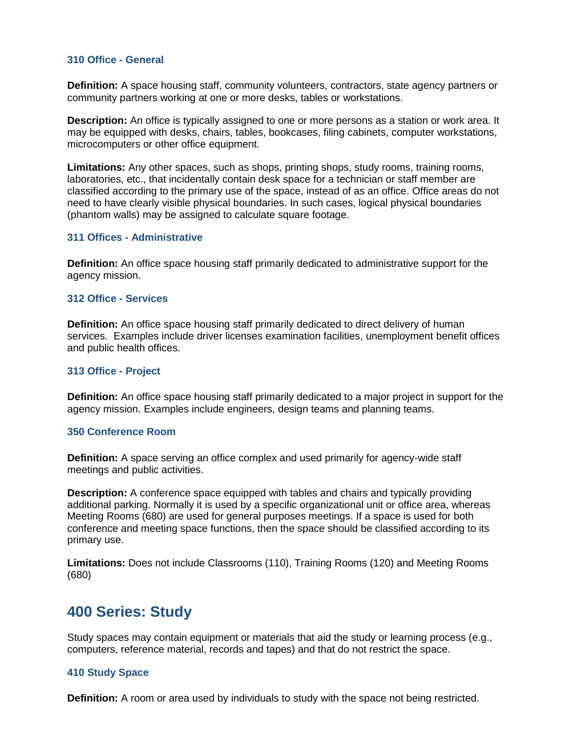### 310 Office - General

**Definition:** A space housing staff, community volunteers, contractors, state agency partners or community partners working at one or more desks, tables or workstations.

**Description:** An office is typically assigned to one or more persons as a station or work area. It may be equipped with desks, chairs, tables, bookcases, filing cabinets, computer workstations, microcomputers or other office equipment.

**Limitations:** Any other spaces, such as shops, printing shops, study rooms, training rooms, laboratories, etc., that incidentally contain desk space for a technician or staff member are classified according to the primary use of the space, instead of as an office. Office areas do not need to have clearly visible physical boundaries. In such cases, logical physical boundaries (phantom walls) may be assigned to calculate square footage.

### 311 Offices - Administrative

**Definition:** An office space housing staff primarily dedicated to administrative support for the agency mission.

### 312 Office - Services

**Definition:** An office space housing staff primarily dedicated to direct delivery of human services. Examples include driver licenses examination facilities, unemployment benefit offices and public health offices.

### 313 Office - Project

**Definition:** An office space housing staff primarily dedicated to a major project in support for the agency mission. Examples include engineers, design teams and planning teams.

### 350 Conference Room

**Definition:** A space serving an office complex and used primarily for agency-wide staff meetings and public activities.

**Description:** A conference space equipped with tables and chairs and typically providing additional parking. Normally it is used by a specific organizational unit or office area, whereas Meeting Rooms (680) are used for general purposes meetings. If a space is used for both conference and meeting space functions, then the space should be classified according to its primary use.

**Limitations:** Does not include Classrooms (110), Training Rooms (120) and Meeting Rooms (680)

## 400 Series: Study

Study spaces may contain equipment or materials that aid the study or learning process (e.g., computers, reference material, records and tapes) and that do not restrict the space.

### 410 Study Space

**Definition:** A room or area used by individuals to study with the space not being restricted.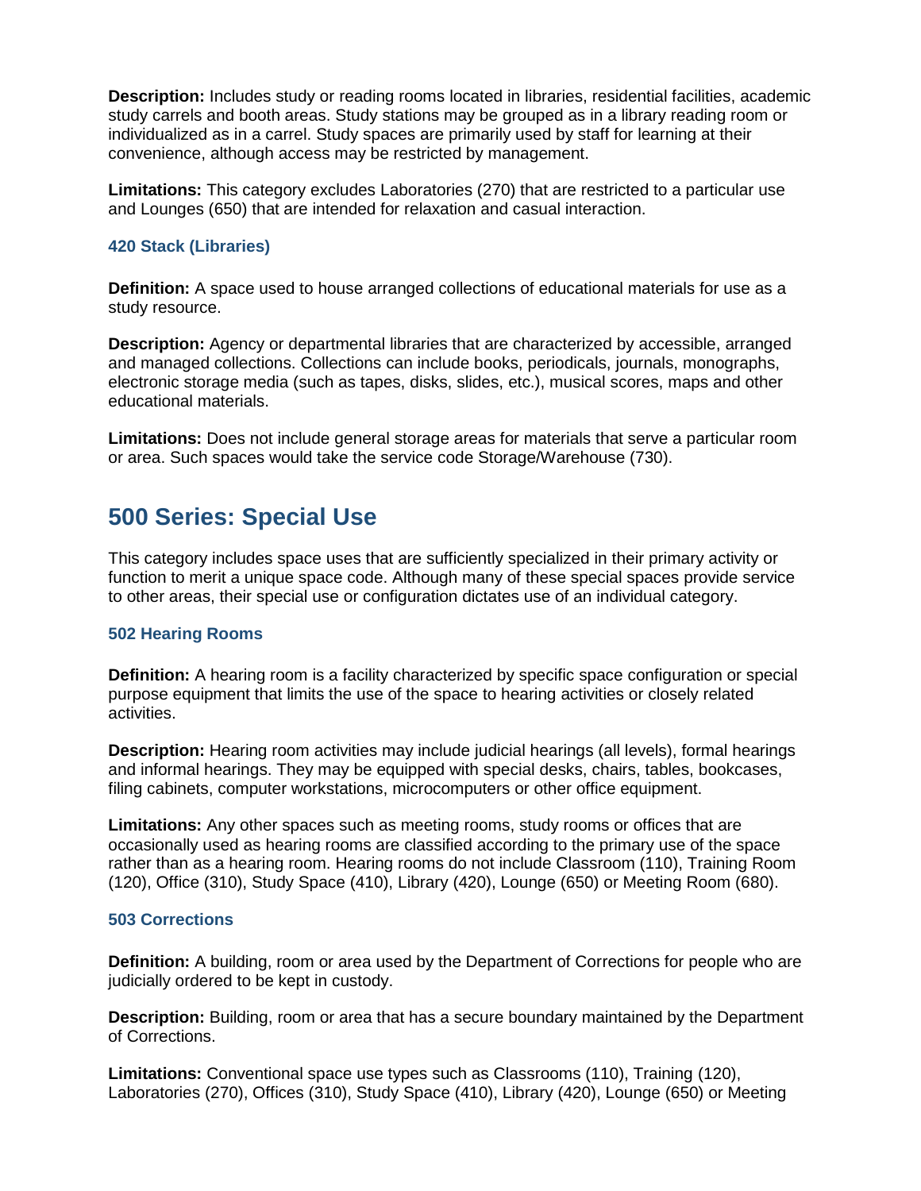**Description:** Includes study or reading rooms located in libraries, residential facilities, academic study carrels and booth areas. Study stations may be grouped as in a library reading room or individualized as in a carrel. Study spaces are primarily used by staff for learning at their convenience, although access may be restricted by management.

**Limitations:** This category excludes Laboratories (270) that are restricted to a particular use and Lounges (650) that are intended for relaxation and casual interaction.

### 420 Stack (Libraries)

**Definition:** A space used to house arranged collections of educational materials for use as a study resource.

**Description:** Agency or departmental libraries that are characterized by accessible, arranged and managed collections. Collections can include books, periodicals, journals, monographs, electronic storage media (such as tapes, disks, slides, etc.), musical scores, maps and other educational materials.

**Limitations:** Does not include general storage areas for materials that serve a particular room or area. Such spaces would take the service code Storage/Warehouse (730).

## 500 Series: Special Use

This category includes space uses that are sufficiently specialized in their primary activity or function to merit a unique space code. Although many of these special spaces provide service to other areas, their special use or configuration dictates use of an individual category.

### 502 Hearing Rooms

**Definition:** A hearing room is a facility characterized by specific space configuration or special purpose equipment that limits the use of the space to hearing activities or closely related activities.

**Description:** Hearing room activities may include judicial hearings (all levels), formal hearings and informal hearings. They may be equipped with special desks, chairs, tables, bookcases, filing cabinets, computer workstations, microcomputers or other office equipment.

**Limitations:** Any other spaces such as meeting rooms, study rooms or offices that are occasionally used as hearing rooms are classified according to the primary use of the space rather than as a hearing room. Hearing rooms do not include Classroom (110), Training Room (120), Office (310), Study Space (410), Library (420), Lounge (650) or Meeting Room (680).

### 503 Corrections

**Definition:** A building, room or area used by the Department of Corrections for people who are judicially ordered to be kept in custody.

**Description:** Building, room or area that has a secure boundary maintained by the Department of Corrections.

**Limitations:** Conventional space use types such as Classrooms (110), Training (120), Laboratories (270), Offices (310), Study Space (410), Library (420), Lounge (650) or Meeting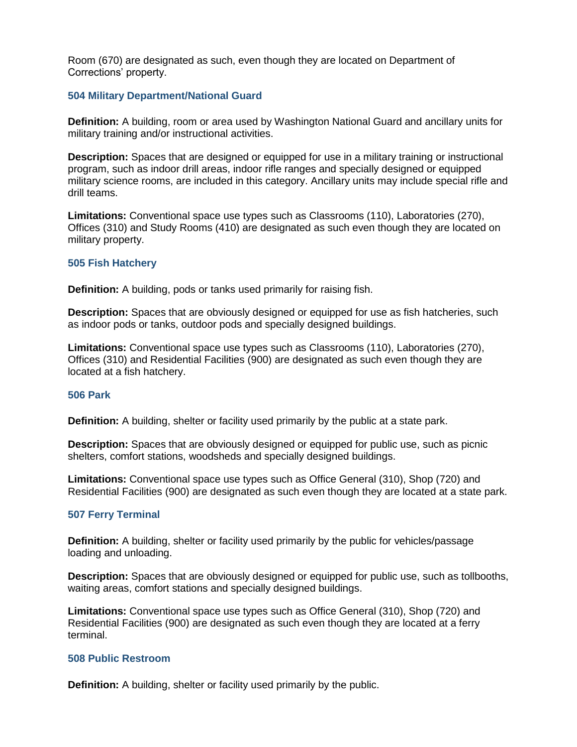Room (670) are designated as such, even though they are located on Department of Corrections' property.

### 504 Military Department/National Guard

**Definition:** A building, room or area used by Washington National Guard and ancillary units for military training and/or instructional activities.

**Description:** Spaces that are designed or equipped for use in a military training or instructional program, such as indoor drill areas, indoor rifle ranges and specially designed or equipped military science rooms, are included in this category. Ancillary units may include special rifle and drill teams.

**Limitations:** Conventional space use types such as Classrooms (110), Laboratories (270), Offices (310) and Study Rooms (410) are designated as such even though they are located on military property.

### 505 Fish Hatchery

**Definition:** A building, pods or tanks used primarily for raising fish.

**Description:** Spaces that are obviously designed or equipped for use as fish hatcheries, such as indoor pods or tanks, outdoor pods and specially designed buildings.

**Limitations:** Conventional space use types such as Classrooms (110), Laboratories (270), Offices (310) and Residential Facilities (900) are designated as such even though they are located at a fish hatchery.

### 506 Park

**Definition:** A building, shelter or facility used primarily by the public at a state park.

**Description:** Spaces that are obviously designed or equipped for public use, such as picnic shelters, comfort stations, woodsheds and specially designed buildings.

**Limitations:** Conventional space use types such as Office General (310), Shop (720) and Residential Facilities (900) are designated as such even though they are located at a state park.

### 507 Ferry Terminal

**Definition:** A building, shelter or facility used primarily by the public for vehicles/passage loading and unloading.

**Description:** Spaces that are obviously designed or equipped for public use, such as tollbooths, waiting areas, comfort stations and specially designed buildings.

**Limitations:** Conventional space use types such as Office General (310), Shop (720) and Residential Facilities (900) are designated as such even though they are located at a ferry terminal.

### 508 Public Restroom

**Definition:** A building, shelter or facility used primarily by the public.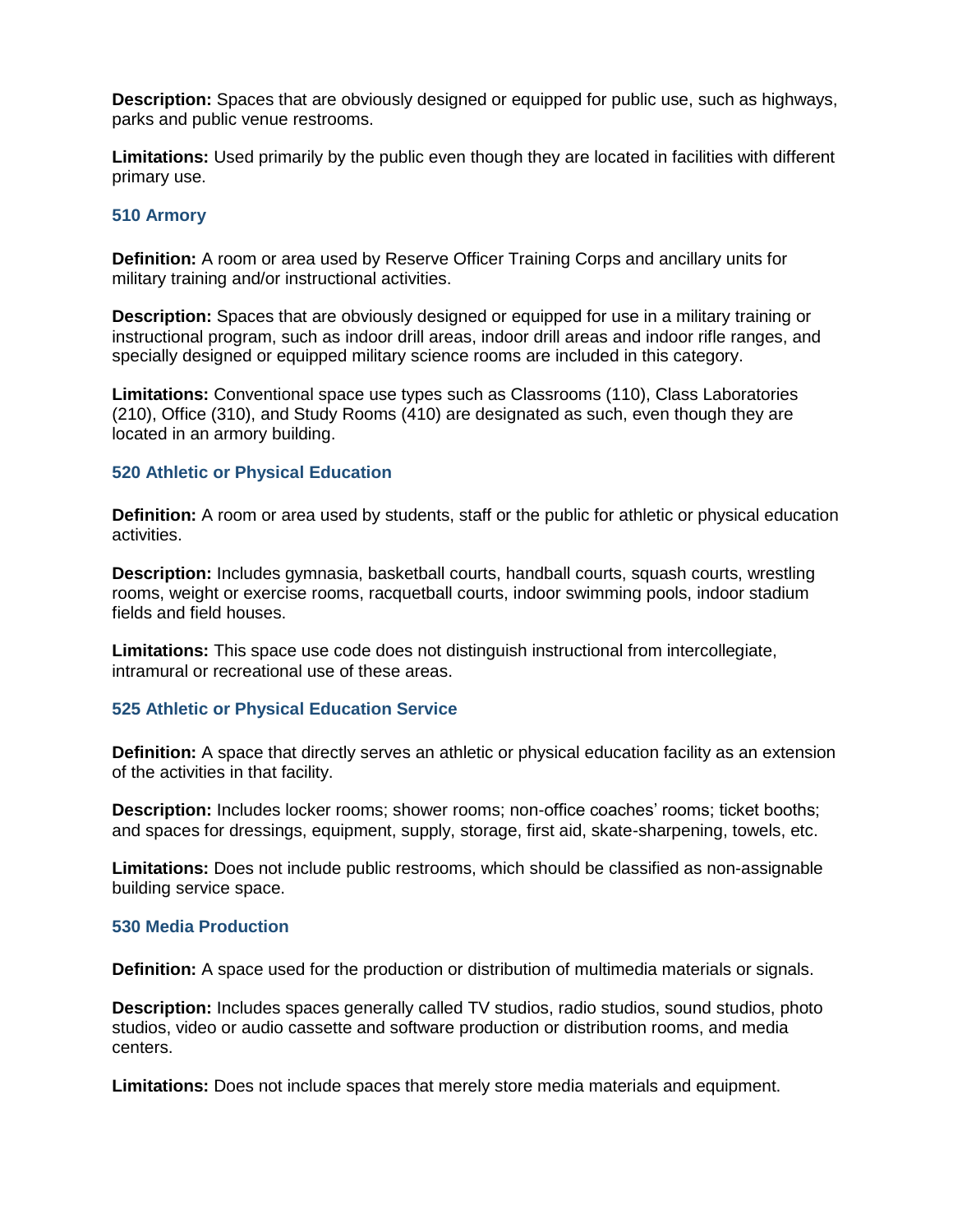**Description:** Spaces that are obviously designed or equipped for public use, such as highways, parks and public venue restrooms.

**Limitations:** Used primarily by the public even though they are located in facilities with different primary use.

### 510 Armory

**Definition:** A room or area used by Reserve Officer Training Corps and ancillary units for military training and/or instructional activities.

**Description:** Spaces that are obviously designed or equipped for use in a military training or instructional program, such as indoor drill areas, indoor drill areas and indoor rifle ranges, and specially designed or equipped military science rooms are included in this category.

**Limitations:** Conventional space use types such as Classrooms (110), Class Laboratories (210), Office (310), and Study Rooms (410) are designated as such, even though they are located in an armory building.

### 520 Athletic or Physical Education

**Definition:** A room or area used by students, staff or the public for athletic or physical education activities.

**Description:** Includes gymnasia, basketball courts, handball courts, squash courts, wrestling rooms, weight or exercise rooms, racquetball courts, indoor swimming pools, indoor stadium fields and field houses.

**Limitations:** This space use code does not distinguish instructional from intercollegiate, intramural or recreational use of these areas.

### 525 Athletic or Physical Education Service

**Definition:** A space that directly serves an athletic or physical education facility as an extension of the activities in that facility.

**Description:** Includes locker rooms; shower rooms; non-office coaches' rooms; ticket booths; and spaces for dressings, equipment, supply, storage, first aid, skate-sharpening, towels, etc.

**Limitations:** Does not include public restrooms, which should be classified as non-assignable building service space.

### 530 Media Production

**Definition:** A space used for the production or distribution of multimedia materials or signals.

**Description:** Includes spaces generally called TV studios, radio studios, sound studios, photo studios, video or audio cassette and software production or distribution rooms, and media centers.

**Limitations:** Does not include spaces that merely store media materials and equipment.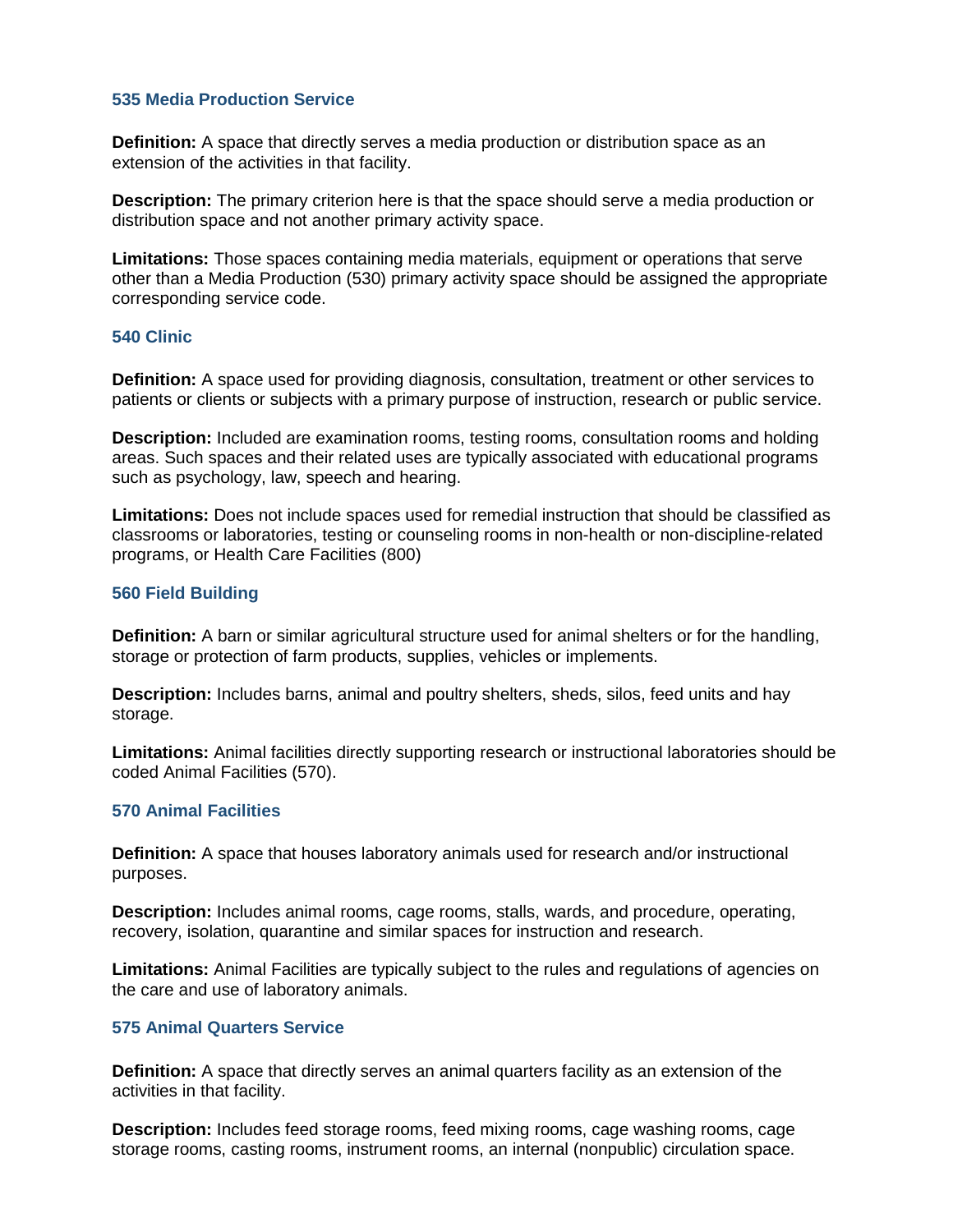### 535 Media Production Service

**Definition:** A space that directly serves a media production or distribution space as an extension of the activities in that facility.

**Description:** The primary criterion here is that the space should serve a media production or distribution space and not another primary activity space.

**Limitations:** Those spaces containing media materials, equipment or operations that serve other than a Media Production (530) primary activity space should be assigned the appropriate corresponding service code.

### 540 Clinic

**Definition:** A space used for providing diagnosis, consultation, treatment or other services to patients or clients or subjects with a primary purpose of instruction, research or public service.

**Description:** Included are examination rooms, testing rooms, consultation rooms and holding areas. Such spaces and their related uses are typically associated with educational programs such as psychology, law, speech and hearing.

**Limitations:** Does not include spaces used for remedial instruction that should be classified as classrooms or laboratories, testing or counseling rooms in non-health or non-discipline-related programs, or Health Care Facilities (800)

### 560 Field Building

**Definition:** A barn or similar agricultural structure used for animal shelters or for the handling, storage or protection of farm products, supplies, vehicles or implements.

**Description:** Includes barns, animal and poultry shelters, sheds, silos, feed units and hay storage.

**Limitations:** Animal facilities directly supporting research or instructional laboratories should be coded Animal Facilities (570).

### 570 Animal Facilities

**Definition:** A space that houses laboratory animals used for research and/or instructional purposes.

**Description:** Includes animal rooms, cage rooms, stalls, wards, and procedure, operating, recovery, isolation, quarantine and similar spaces for instruction and research.

**Limitations:** Animal Facilities are typically subject to the rules and regulations of agencies on the care and use of laboratory animals.

### 575 Animal Quarters Service

**Definition:** A space that directly serves an animal quarters facility as an extension of the activities in that facility.

**Description:** Includes feed storage rooms, feed mixing rooms, cage washing rooms, cage storage rooms, casting rooms, instrument rooms, an internal (nonpublic) circulation space.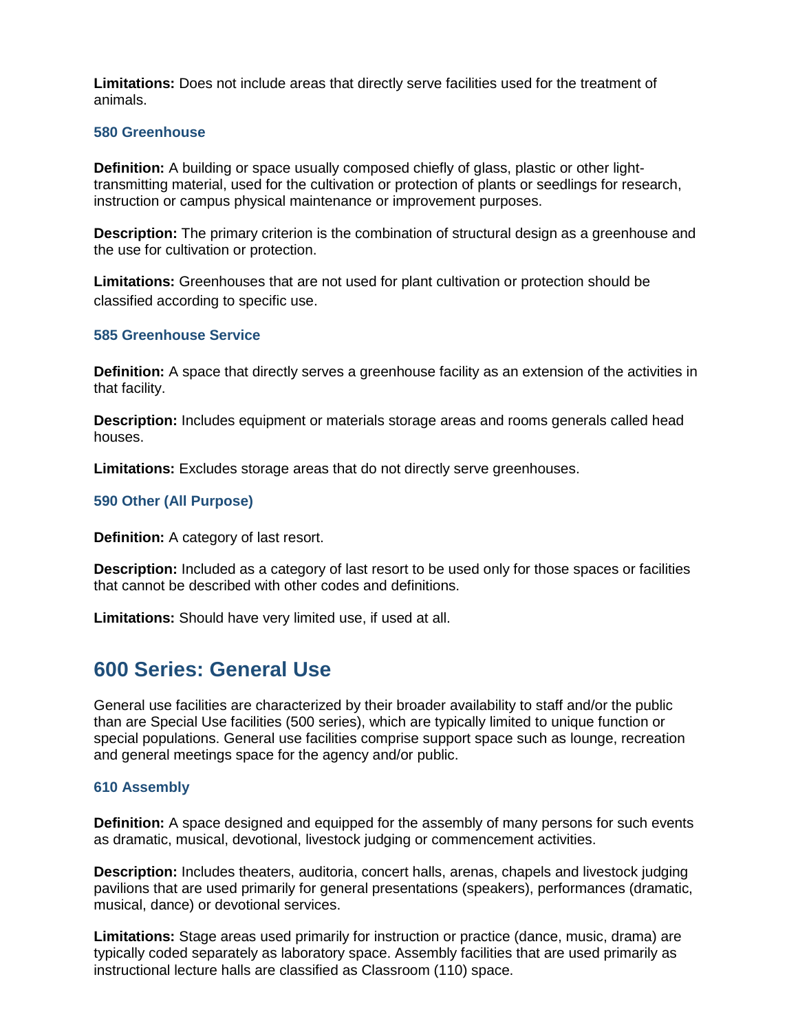**Limitations:** Does not include areas that directly serve facilities used for the treatment of animals.

### 580 Greenhouse

**Definition:** A building or space usually composed chiefly of glass, plastic or other light-transmitting material, used for the cultivation or protection of plants or seedlings for research, instruction or campus physical maintenance or improvement purposes.

**Description:** The primary criterion is the combination of structural design as a greenhouse and the use for cultivation or protection.

**Limitations:** Greenhouses that are not used for plant cultivation or protection should be classified according to specific use.

### 585 Greenhouse Service

**Definition:** A space that directly serves a greenhouse facility as an extension of the activities in that facility.

**Description:** Includes equipment or materials storage areas and rooms generals called head houses.

**Limitations:** Excludes storage areas that do not directly serve greenhouses.

### 590 Other (All Purpose)

**Definition:** A category of last resort.

**Description:** Included as a category of last resort to be used only for those spaces or facilities that cannot be described with other codes and definitions.

**Limitations:** Should have very limited use, if used at all.

## 600 Series: General Use

General use facilities are characterized by their broader availability to staff and/or the public than are Special Use facilities (500 series), which are typically limited to unique function or special populations. General use facilities comprise support space such as lounge, recreation and general meetings space for the agency and/or public.

### 610 Assembly

**Definition:** A space designed and equipped for the assembly of many persons for such events as dramatic, musical, devotional, livestock judging or commencement activities.

**Description:** Includes theaters, auditoria, concert halls, arenas, chapels and livestock judging pavilions that are used primarily for general presentations (speakers), performances (dramatic, musical, dance) or devotional services.

**Limitations:** Stage areas used primarily for instruction or practice (dance, music, drama) are typically coded separately as laboratory space. Assembly facilities that are used primarily as instructional lecture halls are classified as Classroom (110) space.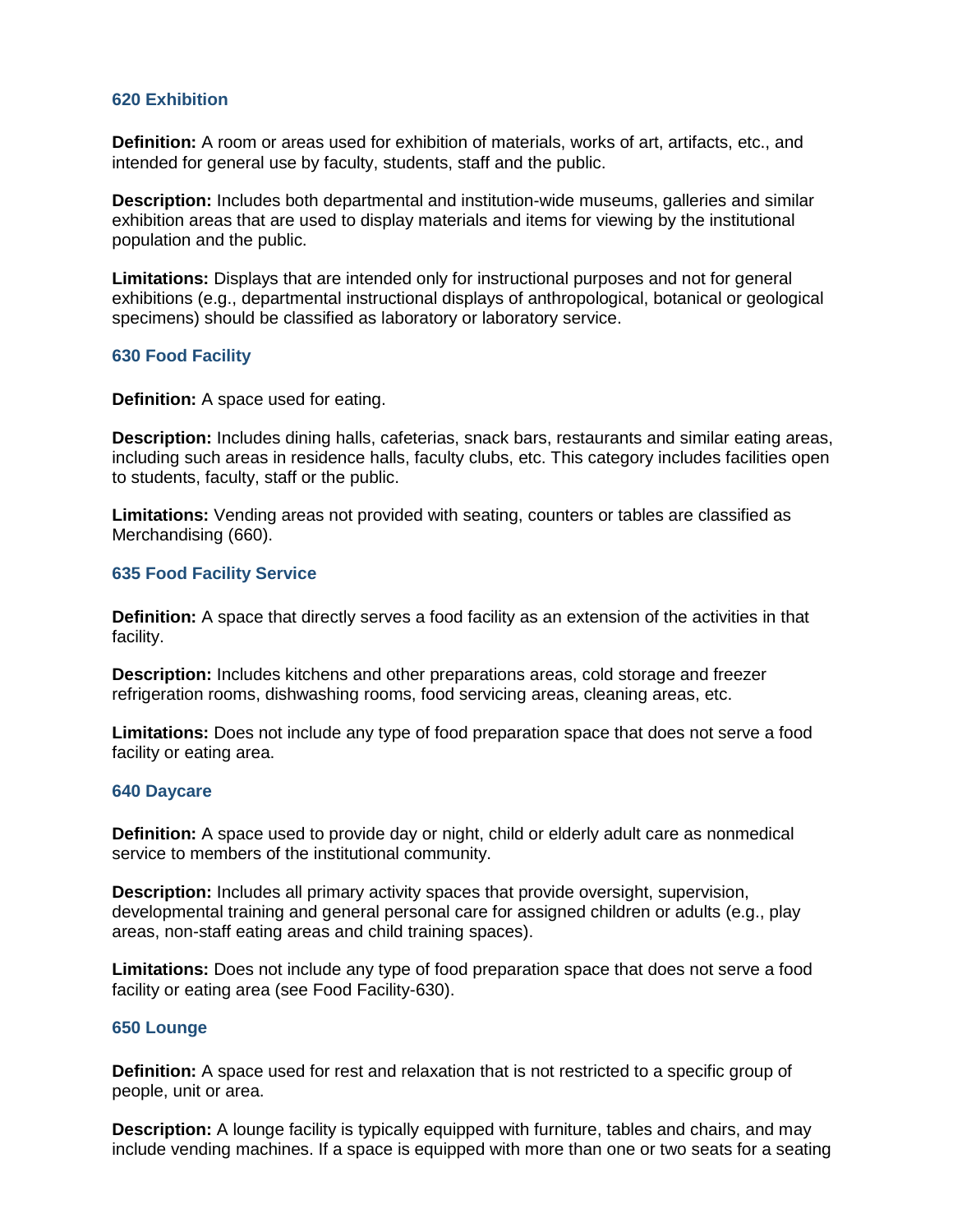### 620 Exhibition

**Definition:** A room or areas used for exhibition of materials, works of art, artifacts, etc., and intended for general use by faculty, students, staff and the public.

**Description:** Includes both departmental and institution-wide museums, galleries and similar exhibition areas that are used to display materials and items for viewing by the institutional population and the public.

**Limitations:** Displays that are intended only for instructional purposes and not for general exhibitions (e.g., departmental instructional displays of anthropological, botanical or geological specimens) should be classified as laboratory or laboratory service.

### 630 Food Facility

**Definition:** A space used for eating.

**Description:** Includes dining halls, cafeterias, snack bars, restaurants and similar eating areas, including such areas in residence halls, faculty clubs, etc. This category includes facilities open to students, faculty, staff or the public.

**Limitations:** Vending areas not provided with seating, counters or tables are classified as Merchandising (660).

### 635 Food Facility Service

**Definition:** A space that directly serves a food facility as an extension of the activities in that facility.

**Description:** Includes kitchens and other preparations areas, cold storage and freezer refrigeration rooms, dishwashing rooms, food servicing areas, cleaning areas, etc.

**Limitations:** Does not include any type of food preparation space that does not serve a food facility or eating area.

### 640 Daycare

**Definition:** A space used to provide day or night, child or elderly adult care as nonmedical service to members of the institutional community.

**Description:** Includes all primary activity spaces that provide oversight, supervision, developmental training and general personal care for assigned children or adults (e.g., play areas, non-staff eating areas and child training spaces).

**Limitations:** Does not include any type of food preparation space that does not serve a food facility or eating area (see Food Facility-630).

### 650 Lounge

**Definition:** A space used for rest and relaxation that is not restricted to a specific group of people, unit or area.

**Description:** A lounge facility is typically equipped with furniture, tables and chairs, and may include vending machines. If a space is equipped with more than one or two seats for a seating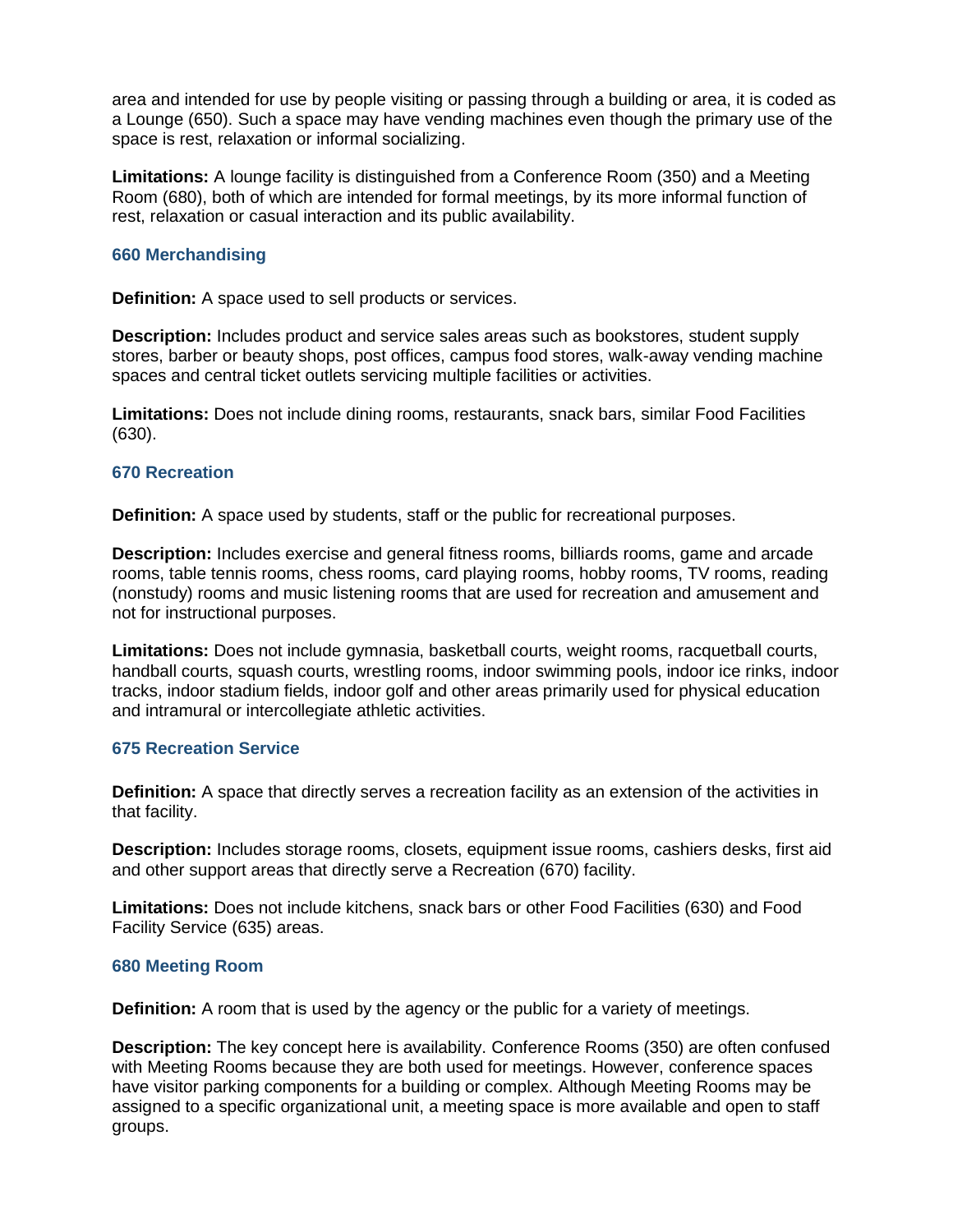area and intended for use by people visiting or passing through a building or area, it is coded as a Lounge (650). Such a space may have vending machines even though the primary use of the space is rest, relaxation or informal socializing.

**Limitations:** A lounge facility is distinguished from a Conference Room (350) and a Meeting Room (680), both of which are intended for formal meetings, by its more informal function of rest, relaxation or casual interaction and its public availability.

### 660 Merchandising

**Definition:** A space used to sell products or services.

**Description:** Includes product and service sales areas such as bookstores, student supply stores, barber or beauty shops, post offices, campus food stores, walk-away vending machine spaces and central ticket outlets servicing multiple facilities or activities.

**Limitations:** Does not include dining rooms, restaurants, snack bars, similar Food Facilities (630).

### 670 Recreation

**Definition:** A space used by students, staff or the public for recreational purposes.

**Description:** Includes exercise and general fitness rooms, billiards rooms, game and arcade rooms, table tennis rooms, chess rooms, card playing rooms, hobby rooms, TV rooms, reading (nonstudy) rooms and music listening rooms that are used for recreation and amusement and not for instructional purposes.

**Limitations:** Does not include gymnasia, basketball courts, weight rooms, racquetball courts, handball courts, squash courts, wrestling rooms, indoor swimming pools, indoor ice rinks, indoor tracks, indoor stadium fields, indoor golf and other areas primarily used for physical education and intramural or intercollegiate athletic activities.

### 675 Recreation Service

**Definition:** A space that directly serves a recreation facility as an extension of the activities in that facility.

**Description:** Includes storage rooms, closets, equipment issue rooms, cashiers desks, first aid and other support areas that directly serve a Recreation (670) facility.

**Limitations:** Does not include kitchens, snack bars or other Food Facilities (630) and Food Facility Service (635) areas.

### 680 Meeting Room

**Definition:** A room that is used by the agency or the public for a variety of meetings.

**Description:** The key concept here is availability. Conference Rooms (350) are often confused with Meeting Rooms because they are both used for meetings. However, conference spaces have visitor parking components for a building or complex. Although Meeting Rooms may be assigned to a specific organizational unit, a meeting space is more available and open to staff groups.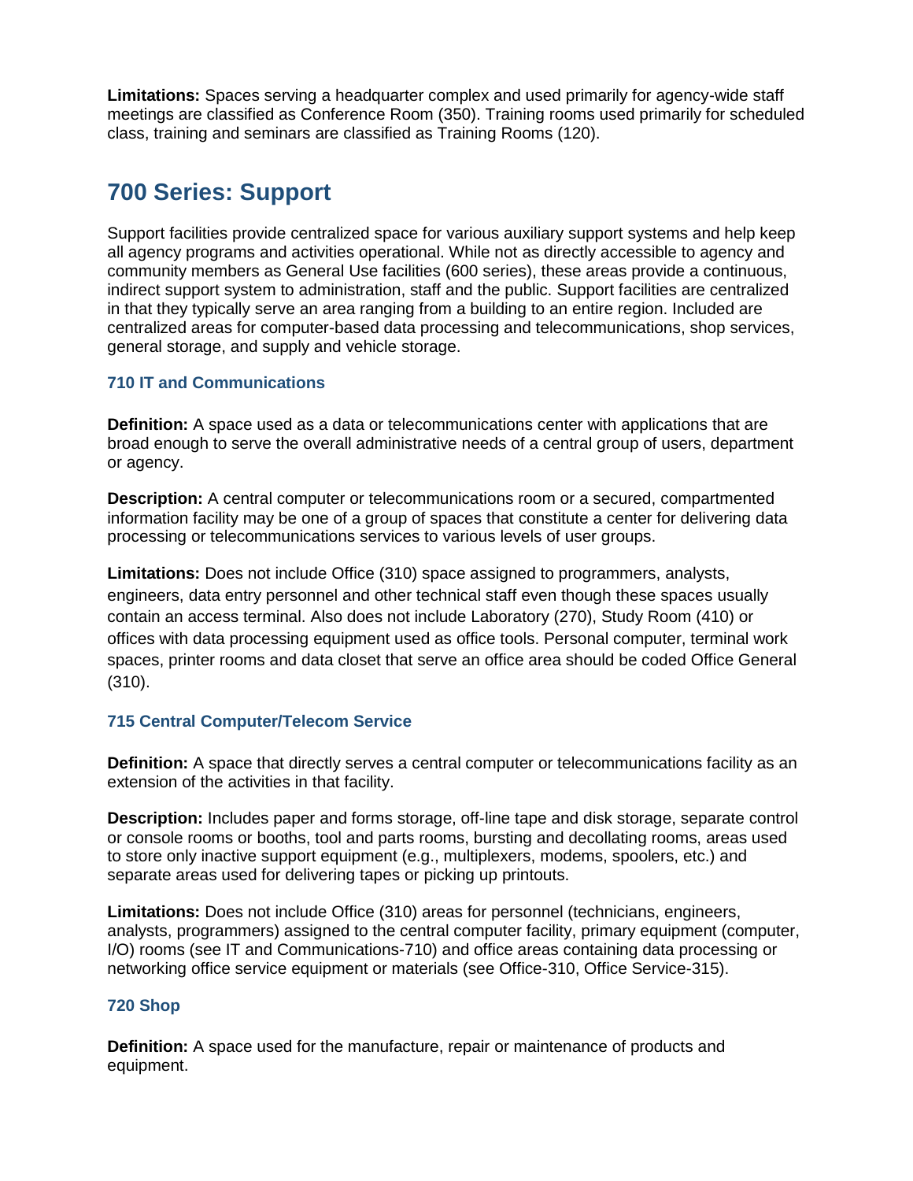**Limitations:** Spaces serving a headquarter complex and used primarily for agency-wide staff meetings are classified as Conference Room (350). Training rooms used primarily for scheduled class, training and seminars are classified as Training Rooms (120).

## 700 Series: Support

Support facilities provide centralized space for various auxiliary support systems and help keep all agency programs and activities operational. While not as directly accessible to agency and community members as General Use facilities (600 series), these areas provide a continuous, indirect support system to administration, staff and the public. Support facilities are centralized in that they typically serve an area ranging from a building to an entire region. Included are centralized areas for computer-based data processing and telecommunications, shop services, general storage, and supply and vehicle storage.

### 710 IT and Communications

**Definition:** A space used as a data or telecommunications center with applications that are broad enough to serve the overall administrative needs of a central group of users, department or agency.

**Description:** A central computer or telecommunications room or a secured, compartmented information facility may be one of a group of spaces that constitute a center for delivering data processing or telecommunications services to various levels of user groups.

**Limitations:** Does not include Office (310) space assigned to programmers, analysts, engineers, data entry personnel and other technical staff even though these spaces usually contain an access terminal. Also does not include Laboratory (270), Study Room (410) or offices with data processing equipment used as office tools. Personal computer, terminal work spaces, printer rooms and data closet that serve an office area should be coded Office General (310).

### 715 Central Computer/Telecom Service

**Definition:** A space that directly serves a central computer or telecommunications facility as an extension of the activities in that facility.

**Description:** Includes paper and forms storage, off-line tape and disk storage, separate control or console rooms or booths, tool and parts rooms, bursting and decollating rooms, areas used to store only inactive support equipment (e.g., multiplexers, modems, spoolers, etc.) and separate areas used for delivering tapes or picking up printouts.

**Limitations:** Does not include Office (310) areas for personnel (technicians, engineers, analysts, programmers) assigned to the central computer facility, primary equipment (computer, I/O) rooms (see IT and Communications-710) and office areas containing data processing or networking office service equipment or materials (see Office-310, Office Service-315).

### 720 Shop

**Definition:** A space used for the manufacture, repair or maintenance of products and equipment.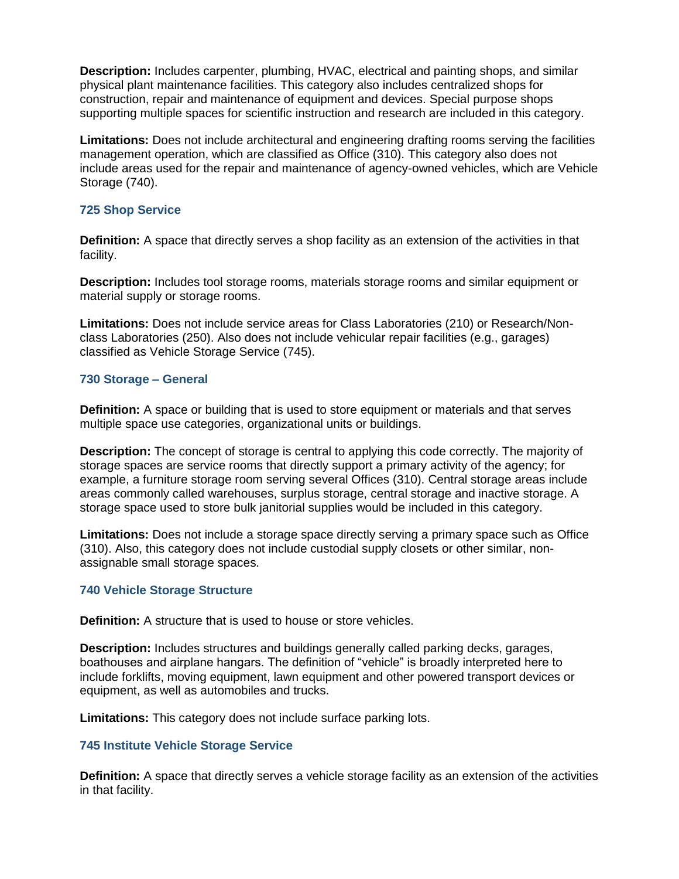**Description:** Includes carpenter, plumbing, HVAC, electrical and painting shops, and similar physical plant maintenance facilities. This category also includes centralized shops for construction, repair and maintenance of equipment and devices. Special purpose shops supporting multiple spaces for scientific instruction and research are included in this category.

**Limitations:** Does not include architectural and engineering drafting rooms serving the facilities management operation, which are classified as Office (310). This category also does not include areas used for the repair and maintenance of agency-owned vehicles, which are Vehicle Storage (740).

### 725 Shop Service

**Definition:** A space that directly serves a shop facility as an extension of the activities in that facility.

**Description:** Includes tool storage rooms, materials storage rooms and similar equipment or material supply or storage rooms.

**Limitations:** Does not include service areas for Class Laboratories (210) or Research/Non-class Laboratories (250). Also does not include vehicular repair facilities (e.g., garages) classified as Vehicle Storage Service (745).

### 730 Storage – General

**Definition:** A space or building that is used to store equipment or materials and that serves multiple space use categories, organizational units or buildings.

**Description:** The concept of storage is central to applying this code correctly. The majority of storage spaces are service rooms that directly support a primary activity of the agency; for example, a furniture storage room serving several Offices (310). Central storage areas include areas commonly called warehouses, surplus storage, central storage and inactive storage. A storage space used to store bulk janitorial supplies would be included in this category.

**Limitations:** Does not include a storage space directly serving a primary space such as Office (310). Also, this category does not include custodial supply closets or other similar, non-assignable small storage spaces.

### 740 Vehicle Storage Structure

**Definition:** A structure that is used to house or store vehicles.

**Description:** Includes structures and buildings generally called parking decks, garages, boathouses and airplane hangars. The definition of "vehicle" is broadly interpreted here to include forklifts, moving equipment, lawn equipment and other powered transport devices or equipment, as well as automobiles and trucks.

**Limitations:** This category does not include surface parking lots.

### 745 Institute Vehicle Storage Service

**Definition:** A space that directly serves a vehicle storage facility as an extension of the activities in that facility.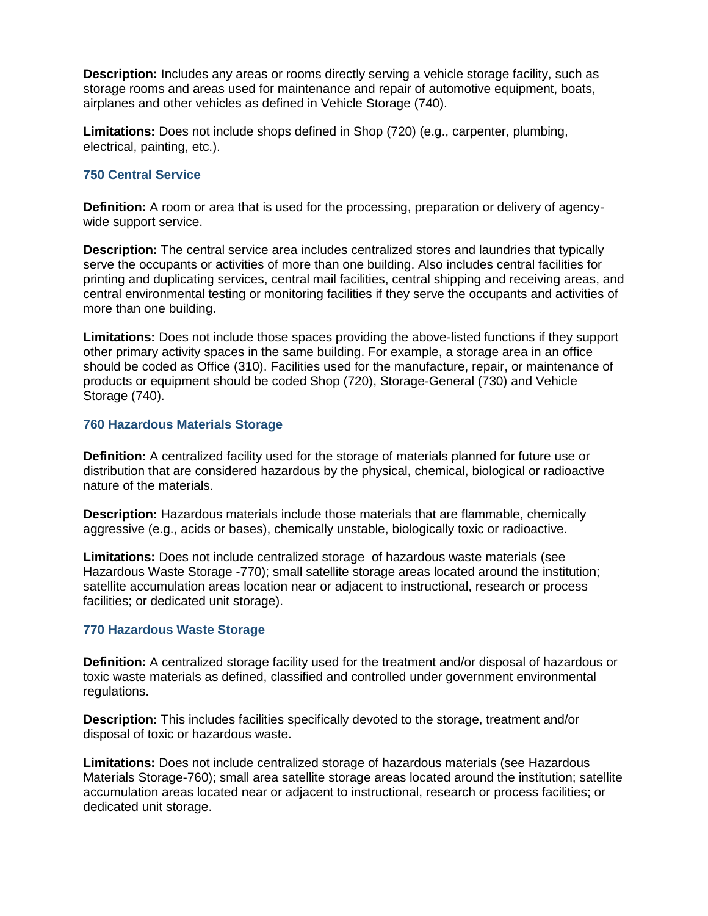**Description:** Includes any areas or rooms directly serving a vehicle storage facility, such as storage rooms and areas used for maintenance and repair of automotive equipment, boats, airplanes and other vehicles as defined in Vehicle Storage (740).

**Limitations:** Does not include shops defined in Shop (720) (e.g., carpenter, plumbing, electrical, painting, etc.).

### 750 Central Service

**Definition:** A room or area that is used for the processing, preparation or delivery of agency-wide support service.

**Description:** The central service area includes centralized stores and laundries that typically serve the occupants or activities of more than one building. Also includes central facilities for printing and duplicating services, central mail facilities, central shipping and receiving areas, and central environmental testing or monitoring facilities if they serve the occupants and activities of more than one building.

**Limitations:** Does not include those spaces providing the above-listed functions if they support other primary activity spaces in the same building. For example, a storage area in an office should be coded as Office (310). Facilities used for the manufacture, repair, or maintenance of products or equipment should be coded Shop (720), Storage-General (730) and Vehicle Storage (740).

### 760 Hazardous Materials Storage

**Definition:** A centralized facility used for the storage of materials planned for future use or distribution that are considered hazardous by the physical, chemical, biological or radioactive nature of the materials.

**Description:** Hazardous materials include those materials that are flammable, chemically aggressive (e.g., acids or bases), chemically unstable, biologically toxic or radioactive.

**Limitations:** Does not include centralized storage of hazardous waste materials (see Hazardous Waste Storage -770); small satellite storage areas located around the institution; satellite accumulation areas location near or adjacent to instructional, research or process facilities; or dedicated unit storage).

### 770 Hazardous Waste Storage

**Definition:** A centralized storage facility used for the treatment and/or disposal of hazardous or toxic waste materials as defined, classified and controlled under government environmental regulations.

**Description:** This includes facilities specifically devoted to the storage, treatment and/or disposal of toxic or hazardous waste.

**Limitations:** Does not include centralized storage of hazardous materials (see Hazardous Materials Storage-760); small area satellite storage areas located around the institution; satellite accumulation areas located near or adjacent to instructional, research or process facilities; or dedicated unit storage.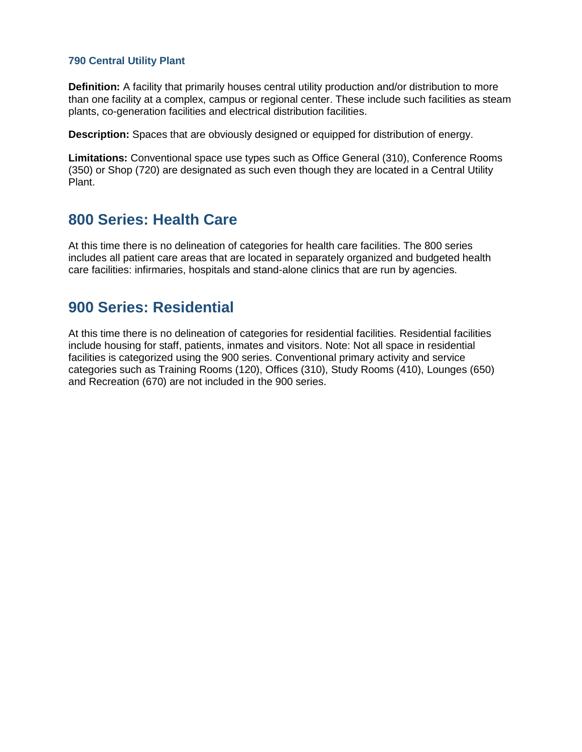### 790 Central Utility Plant

**Definition:** A facility that primarily houses central utility production and/or distribution to more than one facility at a complex, campus or regional center. These include such facilities as steam plants, co-generation facilities and electrical distribution facilities.

**Description:** Spaces that are obviously designed or equipped for distribution of energy.

**Limitations:** Conventional space use types such as Office General (310), Conference Rooms (350) or Shop (720) are designated as such even though they are located in a Central Utility Plant.

## 800 Series: Health Care

At this time there is no delineation of categories for health care facilities. The 800 series includes all patient care areas that are located in separately organized and budgeted health care facilities: infirmaries, hospitals and stand-alone clinics that are run by agencies.

## 900 Series: Residential

At this time there is no delineation of categories for residential facilities. Residential facilities include housing for staff, patients, inmates and visitors. Note: Not all space in residential facilities is categorized using the 900 series. Conventional primary activity and service categories such as Training Rooms (120), Offices (310), Study Rooms (410), Lounges (650) and Recreation (670) are not included in the 900 series.